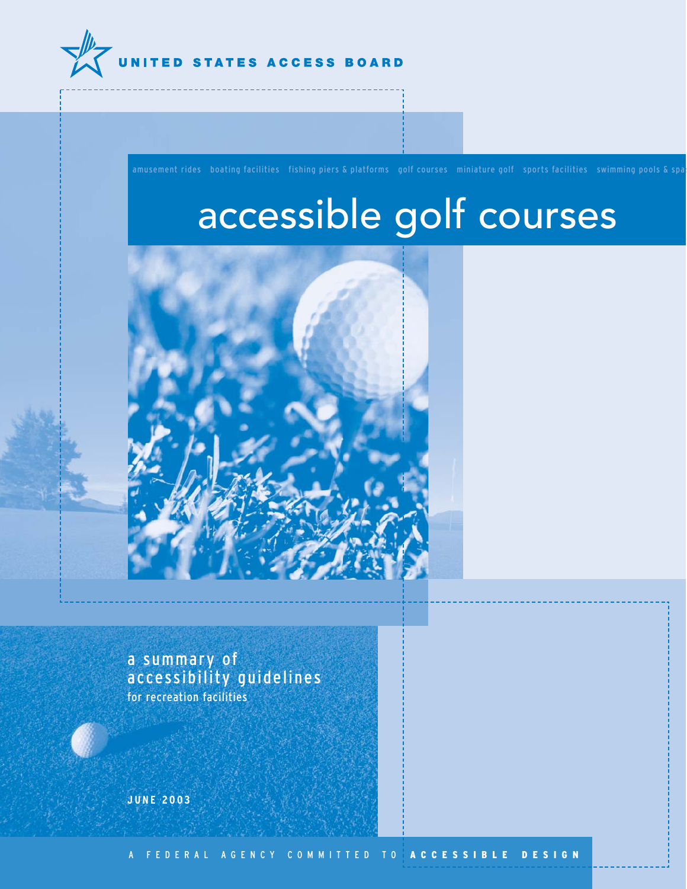UNITED STATES ACCESS BOARD

amusement rides boating facilities fishing piers & platforms golf courses miniature golf sports facilities swimming pools & spa

# accessible golf courses

## a summary of accessibility guidelines

for recreation facilities

**JUNE 2003**

A FEDERAL AGENCY COMMITTED TO **ACCESSIBLE DESIGN**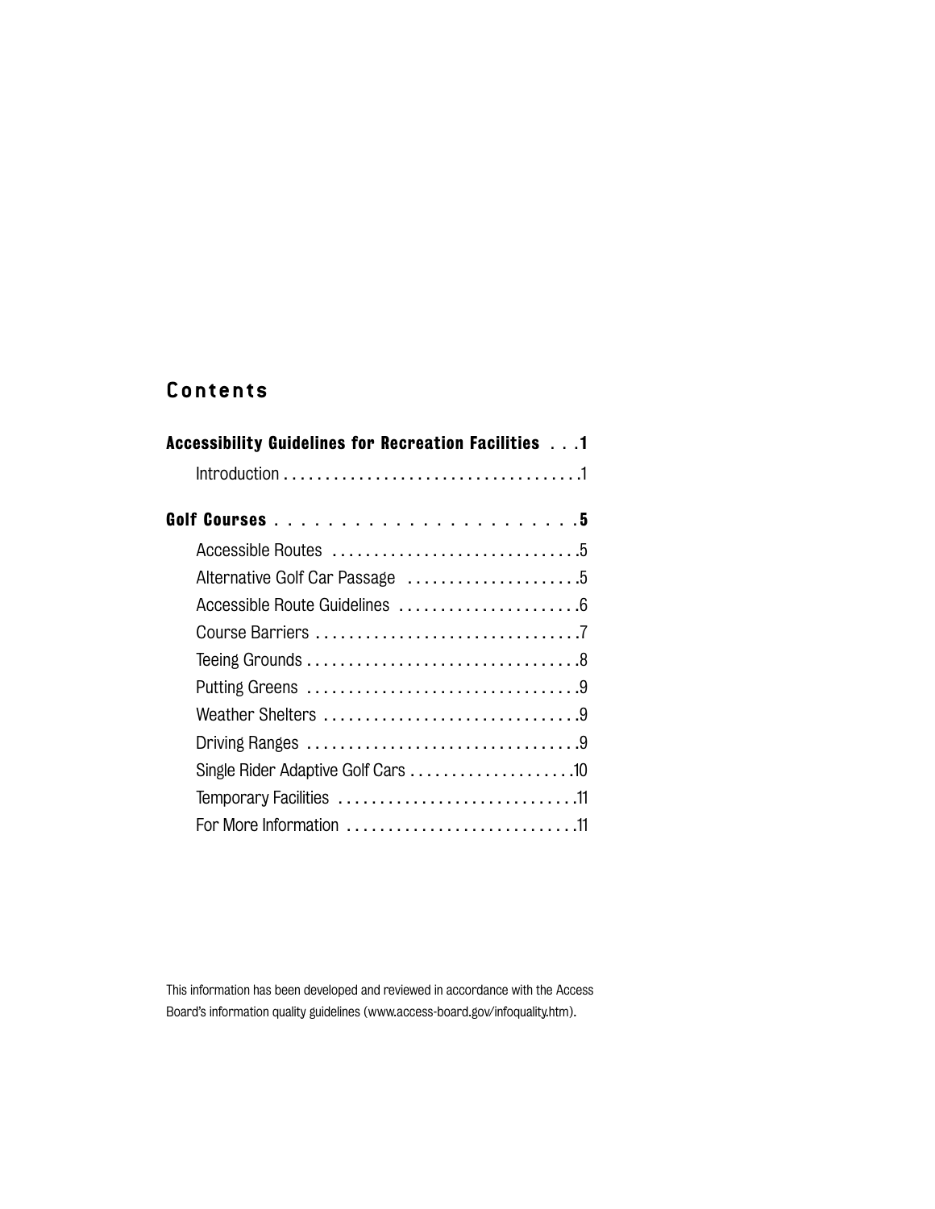## Contents

**Accessibility Guidelines for Recreation Facilities . . . 1**

- Introduction . . . . . . . . . . . . . . . . . . . . . . . . . . . . . . . . . . . 1

**Golf Courses . . . . . . . . . . . . . . . . . . . . . . . . 5**

- Accessible Routes . . . . . . . . . . . . . . . . . . . . . . . . . . . . . 5
- Alternative Golf Car Passage . . . . . . . . . . . . . . . . . . . . 5
- Accessible Route Guidelines . . . . . . . . . . . . . . . . . . . . . 6
- Course Barriers . . . . . . . . . . . . . . . . . . . . . . . . . . . . . . . 7
- Teeing Grounds . . . . . . . . . . . . . . . . . . . . . . . . . . . . . . . 8
- Putting Greens . . . . . . . . . . . . . . . . . . . . . . . . . . . . . . . 9
- Weather Shelters . . . . . . . . . . . . . . . . . . . . . . . . . . . . . . 9
- Driving Ranges . . . . . . . . . . . . . . . . . . . . . . . . . . . . . . . 9
- Single Rider Adaptive Golf Cars . . . . . . . . . . . . . . . . . . . 10
- Temporary Facilities . . . . . . . . . . . . . . . . . . . . . . . . . . . 11
- For More Information . . . . . . . . . . . . . . . . . . . . . . . . . . 11

This information has been developed and reviewed in accordance with the Access Board's information quality guidelines (www.access-board.gov/infoquality.htm).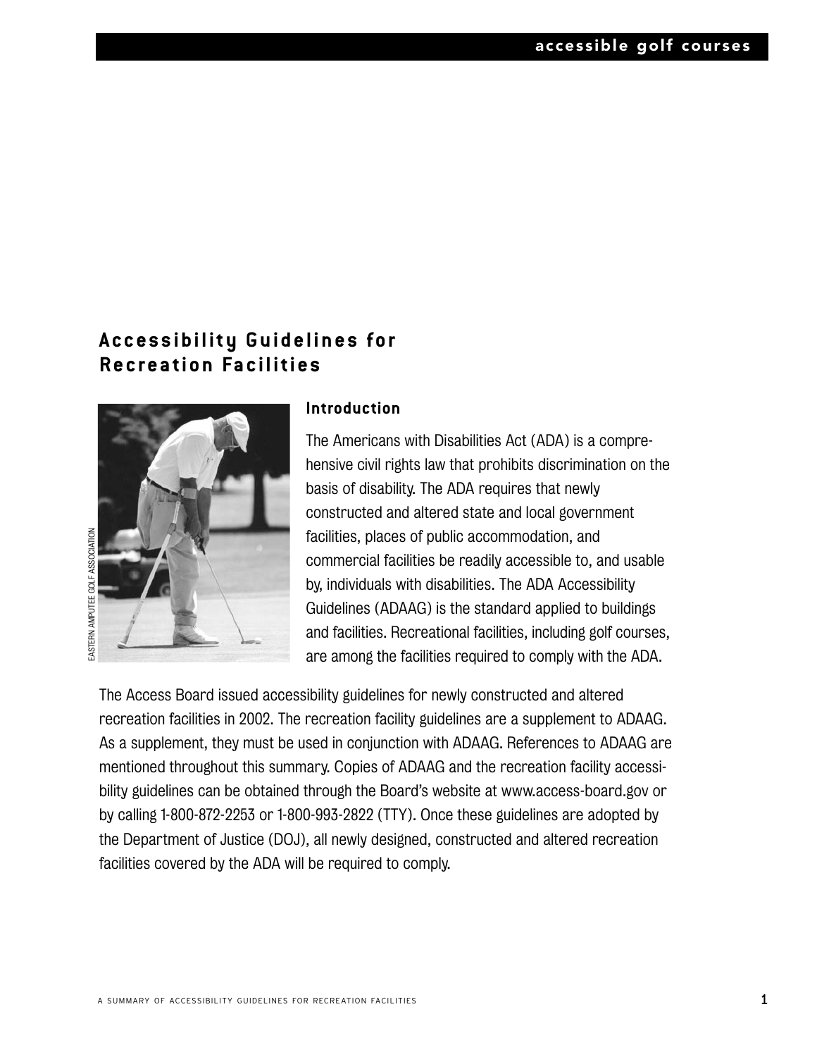## Accessibility Guidelines for Recreation Facilities

EASTERN AMPUTEE GOLF ASSOCIATION

### Introduction

The Americans with Disabilities Act (ADA) is a comprehensive civil rights law that prohibits discrimination on the basis of disability. The ADA requires that newly constructed and altered state and local government facilities, places of public accommodation, and commercial facilities be readily accessible to, and usable by, individuals with disabilities. The ADA Accessibility Guidelines (ADAAG) is the standard applied to buildings and facilities. Recreational facilities, including golf courses, are among the facilities required to comply with the ADA.

The Access Board issued accessibility guidelines for newly constructed and altered recreation facilities in 2002. The recreation facility guidelines are a supplement to ADAAG. As a supplement, they must be used in conjunction with ADAAG. References to ADAAG are mentioned throughout this summary. Copies of ADAAG and the recreation facility accessibility guidelines can be obtained through the Board's website at www.access-board.gov or by calling 1-800-872-2253 or 1-800-993-2822 (TTY). Once these guidelines are adopted by the Department of Justice (DOJ), all newly designed, constructed and altered recreation facilities covered by the ADA will be required to comply.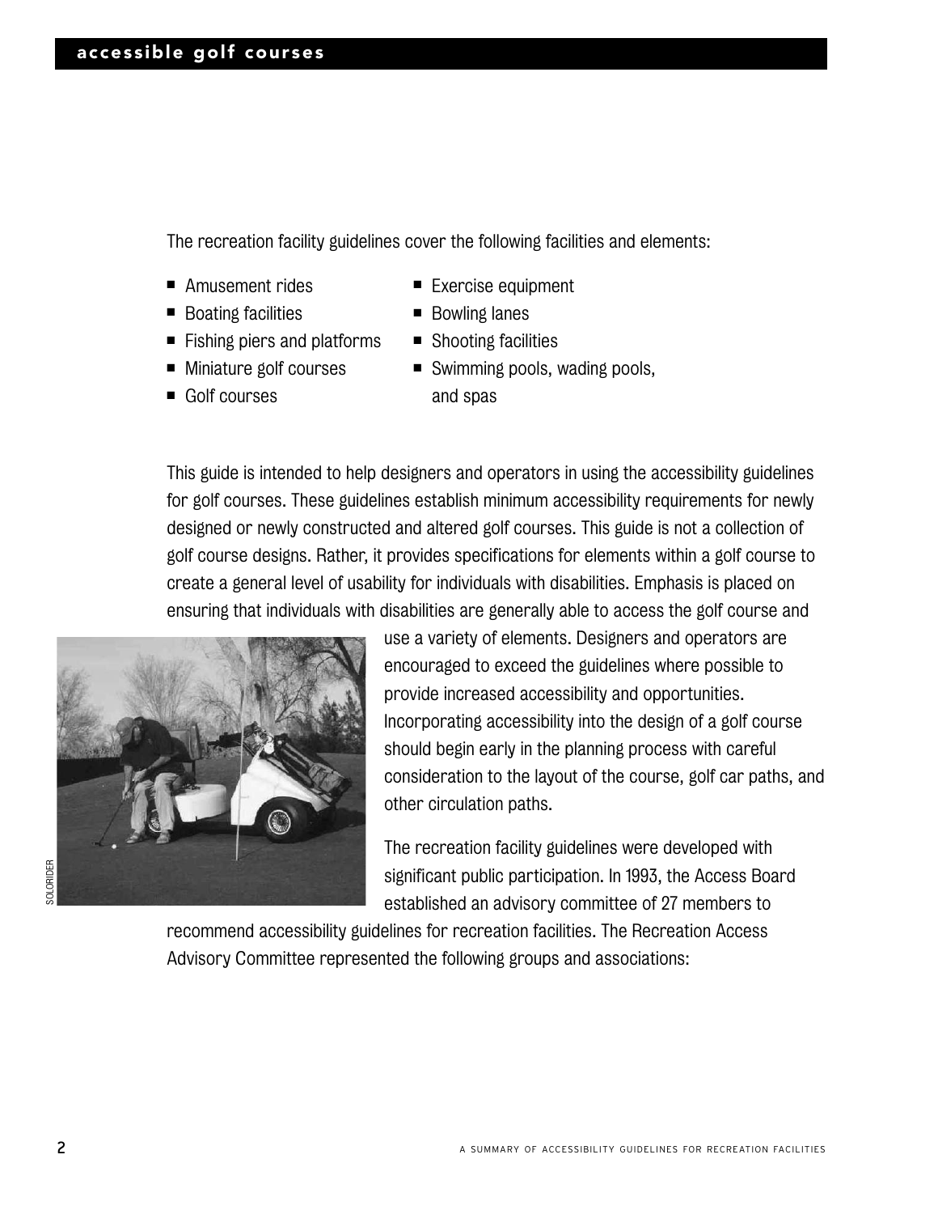The recreation facility guidelines cover the following facilities and elements:

- Amusement rides
- Boating facilities
- Fishing piers and platforms
- Miniature golf courses
- Golf courses
- Exercise equipment
- Bowling lanes
- Shooting facilities
- Swimming pools, wading pools, and spas

This guide is intended to help designers and operators in using the accessibility guidelines for golf courses. These guidelines establish minimum accessibility requirements for newly designed or newly constructed and altered golf courses. This guide is not a collection of golf course designs. Rather, it provides specifications for elements within a golf course to create a general level of usability for individuals with disabilities. Emphasis is placed on ensuring that individuals with disabilities are generally able to access the golf course and use a variety of elements. Designers and operators are encouraged to exceed the guidelines where possible to provide increased accessibility and opportunities. Incorporating accessibility into the design of a golf course should begin early in the planning process with careful consideration to the layout of the course, golf car paths, and other circulation paths.

SOLORIDER

The recreation facility guidelines were developed with significant public participation. In 1993, the Access Board established an advisory committee of 27 members to recommend accessibility guidelines for recreation facilities. The Recreation Access Advisory Committee represented the following groups and associations: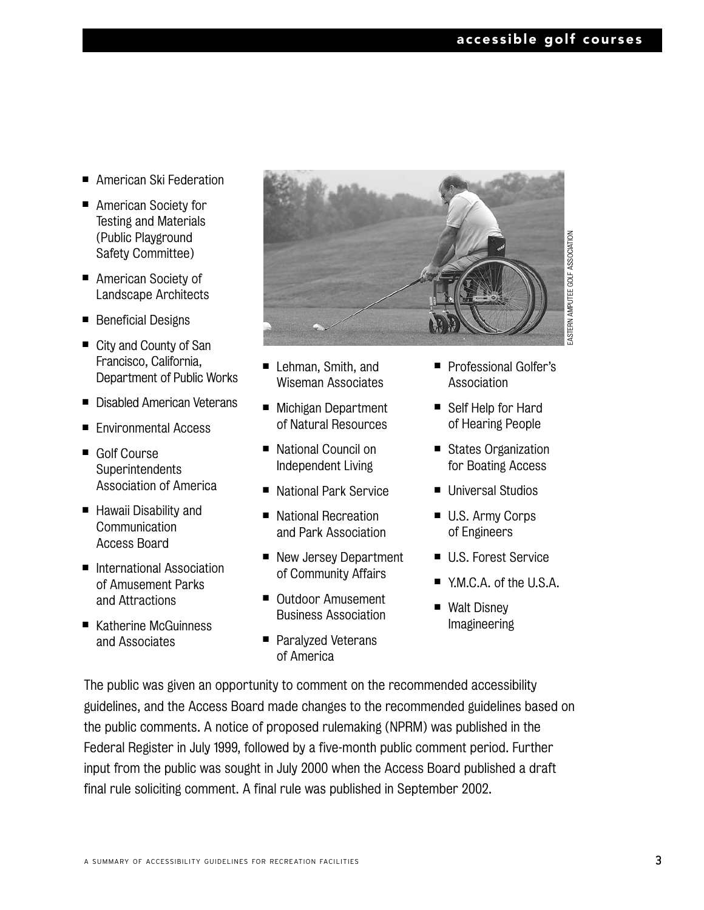- American Ski Federation
- American Society for Testing and Materials (Public Playground Safety Committee)
- American Society of Landscape Architects
- Beneficial Designs
- City and County of San Francisco, California, Department of Public Works
- Disabled American Veterans
- Environmental Access
- Golf Course Superintendents Association of America
- Hawaii Disability and Communication Access Board
- International Association of Amusement Parks and Attractions
- Katherine McGuinness and Associates
- Lehman, Smith, and Wiseman Associates
- Michigan Department of Natural Resources
- National Council on Independent Living
- National Park Service
- National Recreation and Park Association
- New Jersey Department of Community Affairs
- Outdoor Amusement Business Association
- Paralyzed Veterans of America
- Professional Golfer's Association
- Self Help for Hard of Hearing People
- States Organization for Boating Access
- Universal Studios
- U.S. Army Corps of Engineers
- U.S. Forest Service
- Y.M.C.A. of the U.S.A.
- Walt Disney Imagineering

EASTERN AMPUTEE GOLF ASSOCIATION

The public was given an opportunity to comment on the recommended accessibility guidelines, and the Access Board made changes to the recommended guidelines based on the public comments. A notice of proposed rulemaking (NPRM) was published in the Federal Register in July 1999, followed by a five-month public comment period. Further input from the public was sought in July 2000 when the Access Board published a draft final rule soliciting comment. A final rule was published in September 2002.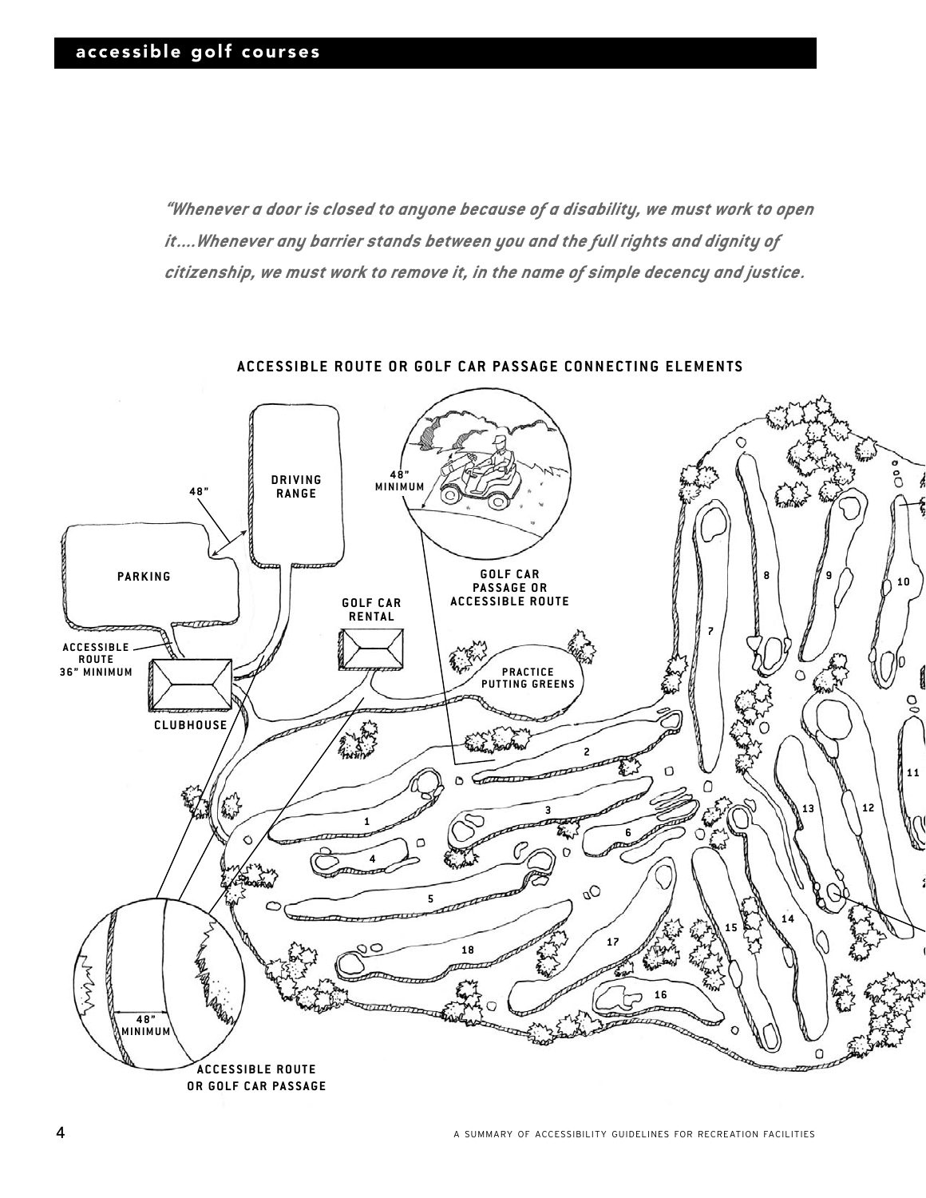*"Whenever a door is closed to anyone because of a disability, we must work to open it....Whenever any barrier stands between you and the full rights and dignity of citizenship, we must work to remove it, in the name of simple decency and justice.*

**ACCESSIBLE ROUTE OR GOLF CAR PASSAGE CONNECTING ELEMENTS**

DRIVING RANGE

48"

48" MINIMUM

PARKING

GOLF CAR PASSAGE OR ACCESSIBLE ROUTE

GOLF CAR RENTAL

ACCESSIBLE ROUTE 36" MINIMUM

PRACTICE PUTTING GREENS

CLUBHOUSE

1 2 3 4 5 6 7 8 9 10 11 12 13 14 15 16 17 18

48" MINIMUM

ACCESSIBLE ROUTE OR GOLF CAR PASSAGE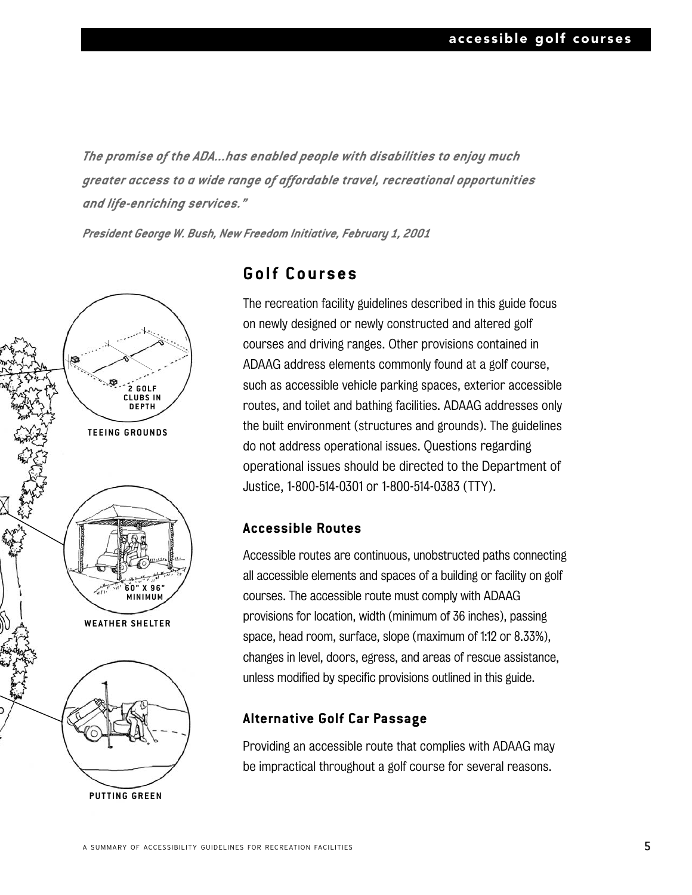*The promise of the ADA...has enabled people with disabilities to enjoy much greater access to a wide range of affordable travel, recreational opportunities and life-enriching services."*

*President George W. Bush, New Freedom Initiative, February 1, 2001*

2 GOLF CLUBS IN DEPTH

TEEING GROUNDS

60" X 96" MINIMUM

WEATHER SHELTER

PUTTING GREEN

## Golf Courses

The recreation facility guidelines described in this guide focus on newly designed or newly constructed and altered golf courses and driving ranges. Other provisions contained in ADAAG address elements commonly found at a golf course, such as accessible vehicle parking spaces, exterior accessible routes, and toilet and bathing facilities. ADAAG addresses only the built environment (structures and grounds). The guidelines do not address operational issues. Questions regarding operational issues should be directed to the Department of Justice, 1-800-514-0301 or 1-800-514-0383 (TTY).

### Accessible Routes

Accessible routes are continuous, unobstructed paths connecting all accessible elements and spaces of a building or facility on golf courses. The accessible route must comply with ADAAG provisions for location, width (minimum of 36 inches), passing space, head room, surface, slope (maximum of 1:12 or 8.33%), changes in level, doors, egress, and areas of rescue assistance, unless modified by specific provisions outlined in this guide.

### Alternative Golf Car Passage

Providing an accessible route that complies with ADAAG may be impractical throughout a golf course for several reasons.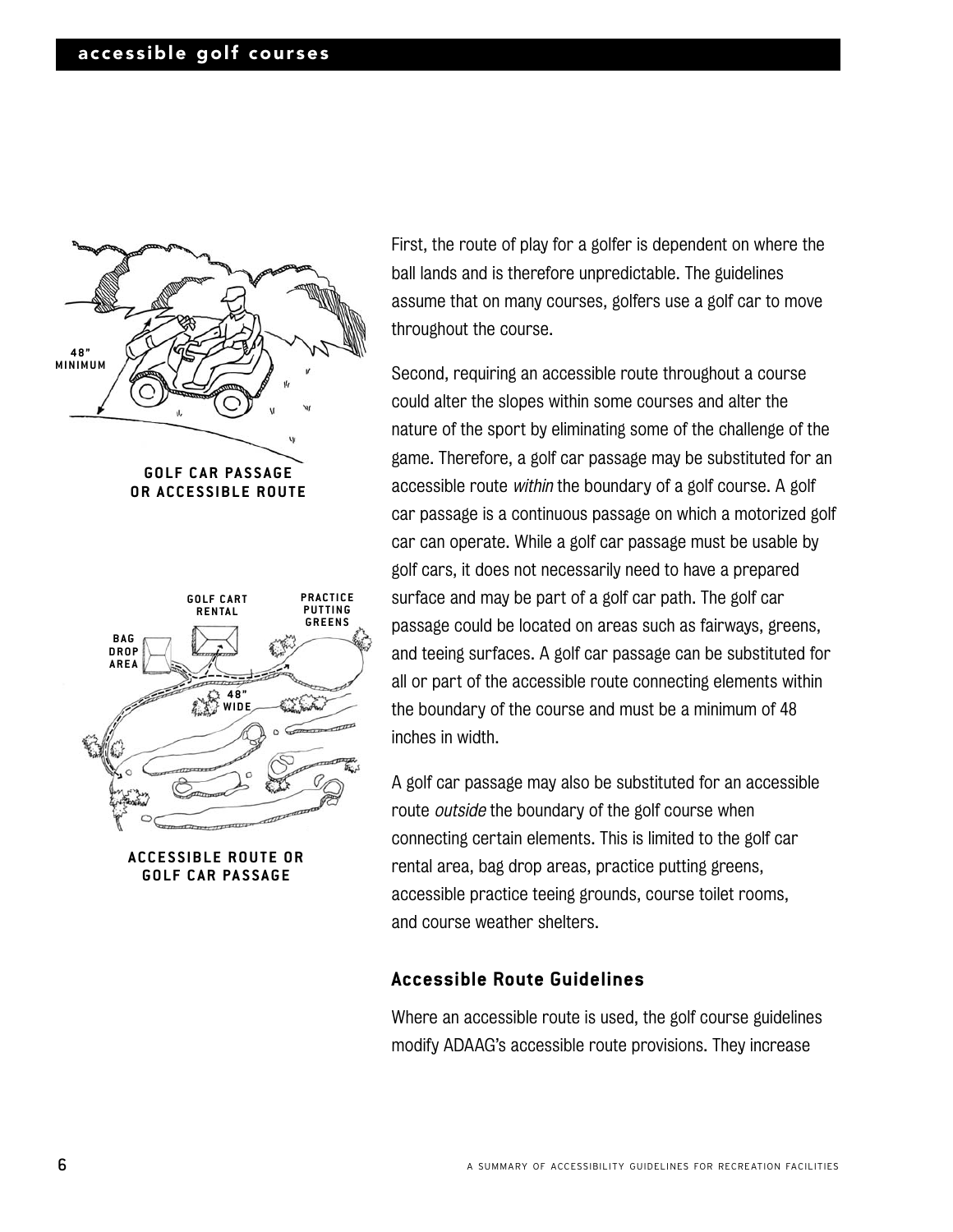GOLF CAR PASSAGE OR ACCESSIBLE ROUTE

ACCESSIBLE ROUTE OR GOLF CAR PASSAGE

First, the route of play for a golfer is dependent on where the ball lands and is therefore unpredictable. The guidelines assume that on many courses, golfers use a golf car to move throughout the course.

Second, requiring an accessible route throughout a course could alter the slopes within some courses and alter the nature of the sport by eliminating some of the challenge of the game. Therefore, a golf car passage may be substituted for an accessible route *within* the boundary of a golf course. A golf car passage is a continuous passage on which a motorized golf car can operate. While a golf car passage must be usable by golf cars, it does not necessarily need to have a prepared surface and may be part of a golf car path. The golf car passage could be located on areas such as fairways, greens, and teeing surfaces. A golf car passage can be substituted for all or part of the accessible route connecting elements within the boundary of the course and must be a minimum of 48 inches in width.

A golf car passage may also be substituted for an accessible route *outside* the boundary of the golf course when connecting certain elements. This is limited to the golf car rental area, bag drop areas, practice putting greens, accessible practice teeing grounds, course toilet rooms, and course weather shelters.

### Accessible Route Guidelines

Where an accessible route is used, the golf course guidelines modify ADAAG's accessible route provisions. They increase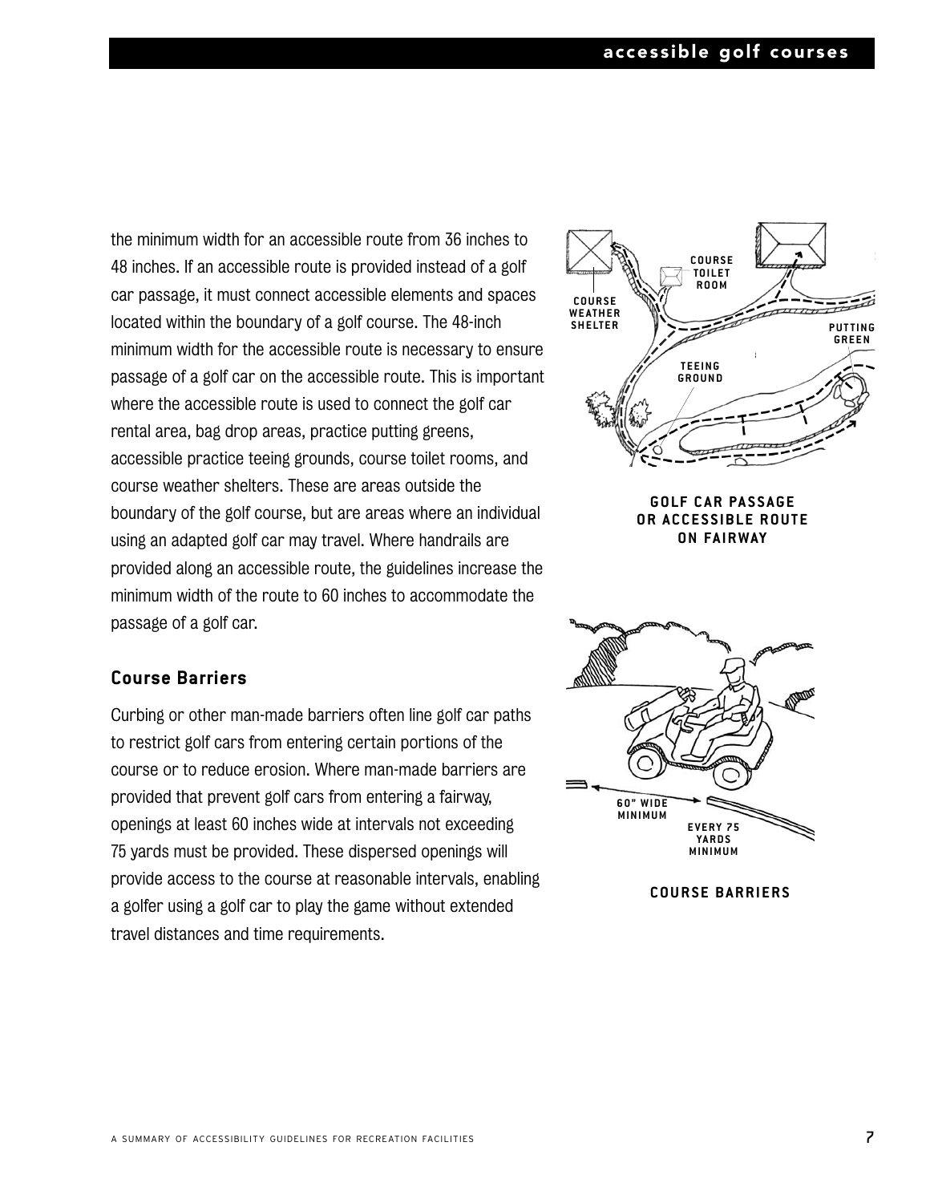the minimum width for an accessible route from 36 inches to 48 inches. If an accessible route is provided instead of a golf car passage, it must connect accessible elements and spaces located within the boundary of a golf course. The 48-inch minimum width for the accessible route is necessary to ensure passage of a golf car on the accessible route. This is important where the accessible route is used to connect the golf car rental area, bag drop areas, practice putting greens, accessible practice teeing grounds, course toilet rooms, and course weather shelters. These are areas outside the boundary of the golf course, but are areas where an individual using an adapted golf car may travel. Where handrails are provided along an accessible route, the guidelines increase the minimum width of the route to 60 inches to accommodate the passage of a golf car.

GOLF CAR PASSAGE OR ACCESSIBLE ROUTE ON FAIRWAY

### Course Barriers

Curbing or other man-made barriers often line golf car paths to restrict golf cars from entering certain portions of the course or to reduce erosion. Where man-made barriers are provided that prevent golf cars from entering a fairway, openings at least 60 inches wide at intervals not exceeding 75 yards must be provided. These dispersed openings will provide access to the course at reasonable intervals, enabling a golfer using a golf car to play the game without extended travel distances and time requirements.

COURSE BARRIERS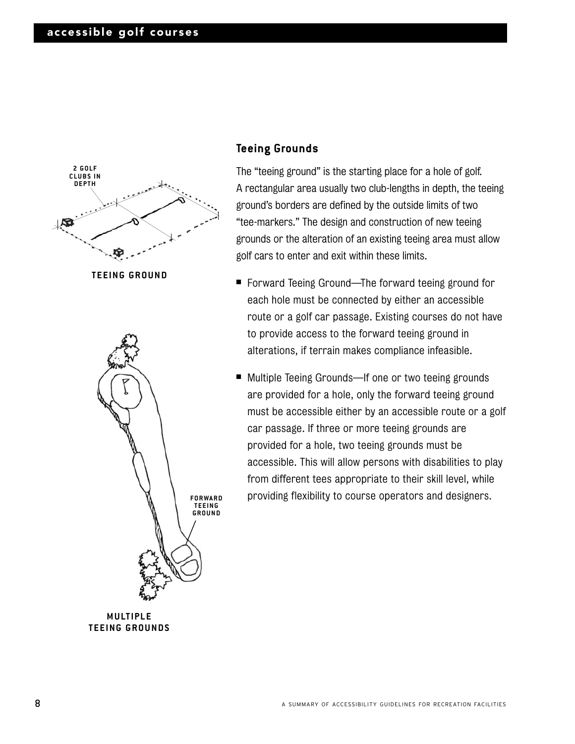## Teeing Grounds

The "teeing ground" is the starting place for a hole of golf. A rectangular area usually two club-lengths in depth, the teeing ground's borders are defined by the outside limits of two "tee-markers." The design and construction of new teeing grounds or the alteration of an existing teeing area must allow golf cars to enter and exit within these limits.

- Forward Teeing Ground—The forward teeing ground for each hole must be connected by either an accessible route or a golf car passage. Existing courses do not have to provide access to the forward teeing ground in alterations, if terrain makes compliance infeasible.
- Multiple Teeing Grounds—If one or two teeing grounds are provided for a hole, only the forward teeing ground must be accessible either by an accessible route or a golf car passage. If three or more teeing grounds are provided for a hole, two teeing grounds must be accessible. This will allow persons with disabilities to play from different tees appropriate to their skill level, while providing flexibility to course operators and designers.

2 GOLF CLUBS IN DEPTH

TEEING GROUND

FORWARD TEEING GROUND

MULTIPLE TEEING GROUNDS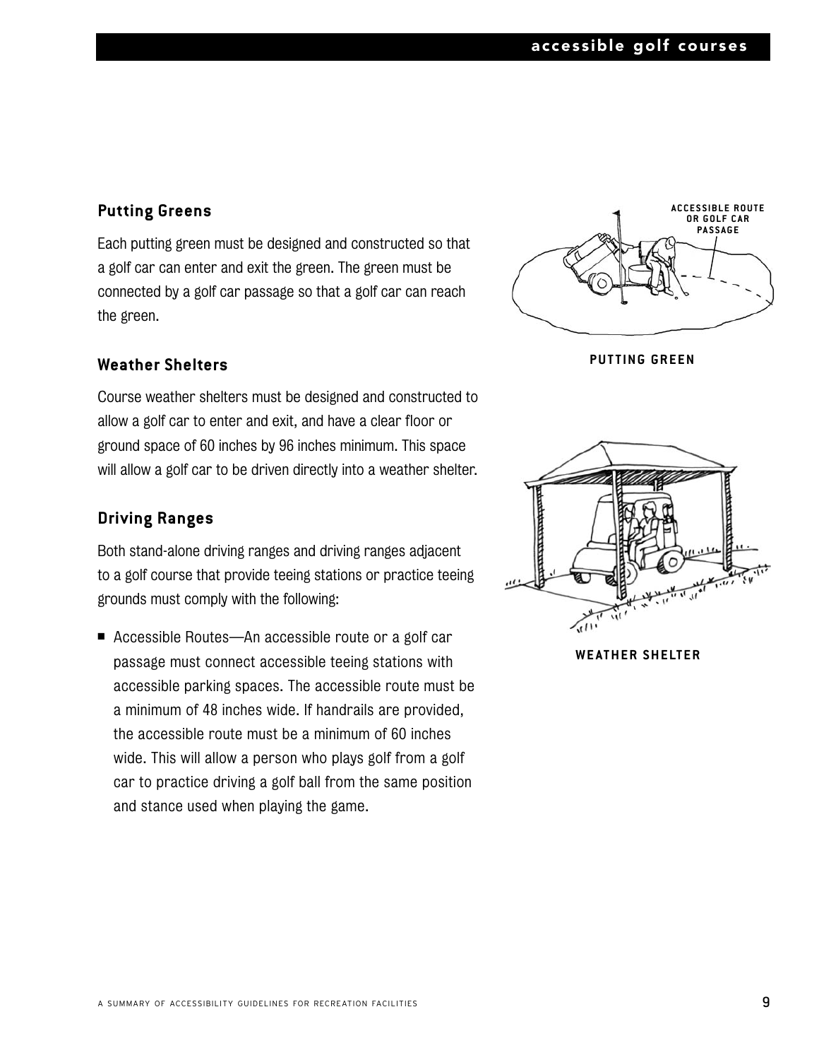### Putting Greens

Each putting green must be designed and constructed so that a golf car can enter and exit the green. The green must be connected by a golf car passage so that a golf car can reach the green.

PUTTING GREEN

### Weather Shelters

Course weather shelters must be designed and constructed to allow a golf car to enter and exit, and have a clear floor or ground space of 60 inches by 96 inches minimum. This space will allow a golf car to be driven directly into a weather shelter.

WEATHER SHELTER

### Driving Ranges

Both stand-alone driving ranges and driving ranges adjacent to a golf course that provide teeing stations or practice teeing grounds must comply with the following:

- Accessible Routes—An accessible route or a golf car passage must connect accessible teeing stations with accessible parking spaces. The accessible route must be a minimum of 48 inches wide. If handrails are provided, the accessible route must be a minimum of 60 inches wide. This will allow a person who plays golf from a golf car to practice driving a golf ball from the same position and stance used when playing the game.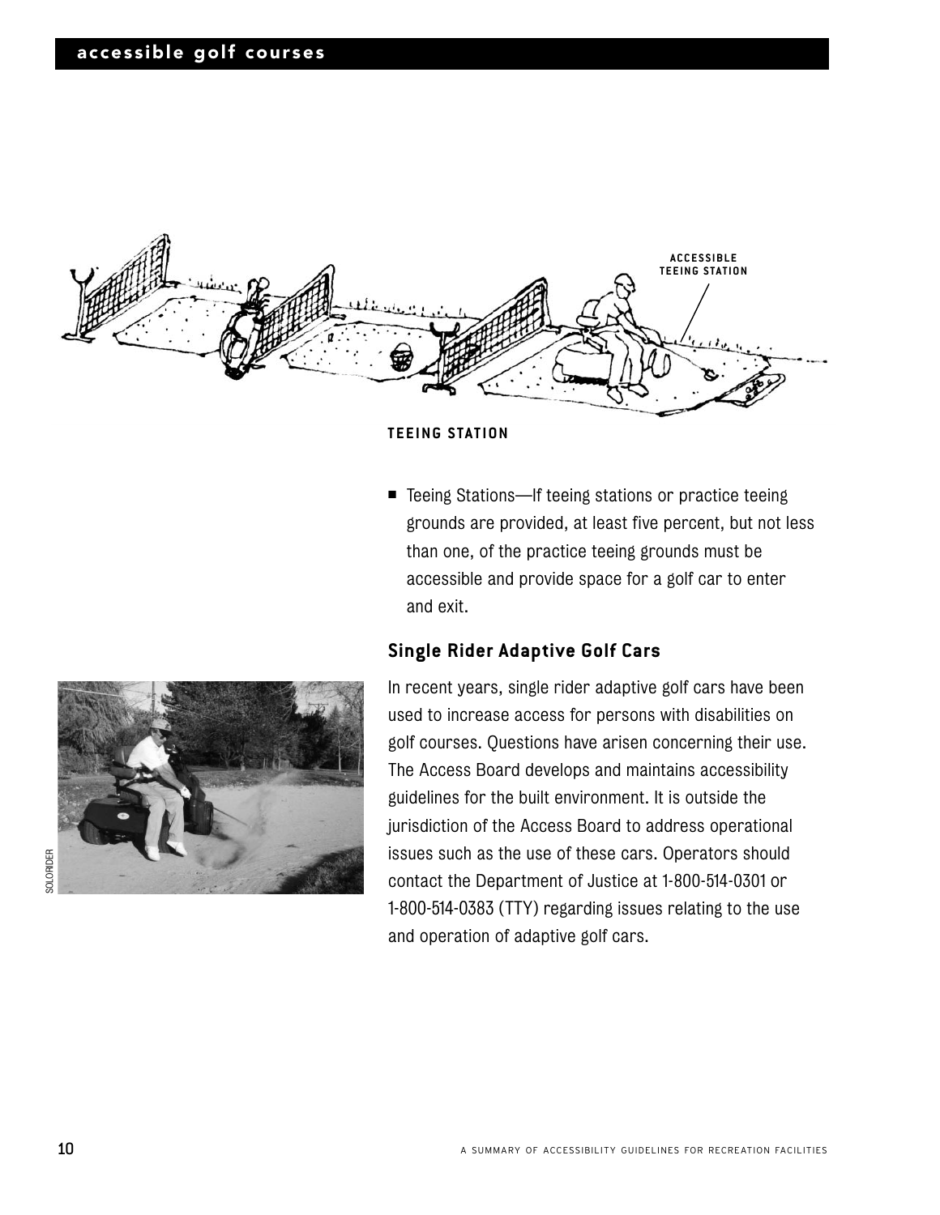ACCESSIBLE TEEING STATION

TEEING STATION

- Teeing Stations—If teeing stations or practice teeing grounds are provided, at least five percent, but not less than one, of the practice teeing grounds must be accessible and provide space for a golf car to enter and exit.

### Single Rider Adaptive Golf Cars

SOLORIDER

In recent years, single rider adaptive golf cars have been used to increase access for persons with disabilities on golf courses. Questions have arisen concerning their use. The Access Board develops and maintains accessibility guidelines for the built environment. It is outside the jurisdiction of the Access Board to address operational issues such as the use of these cars. Operators should contact the Department of Justice at 1-800-514-0301 or 1-800-514-0383 (TTY) regarding issues relating to the use and operation of adaptive golf cars.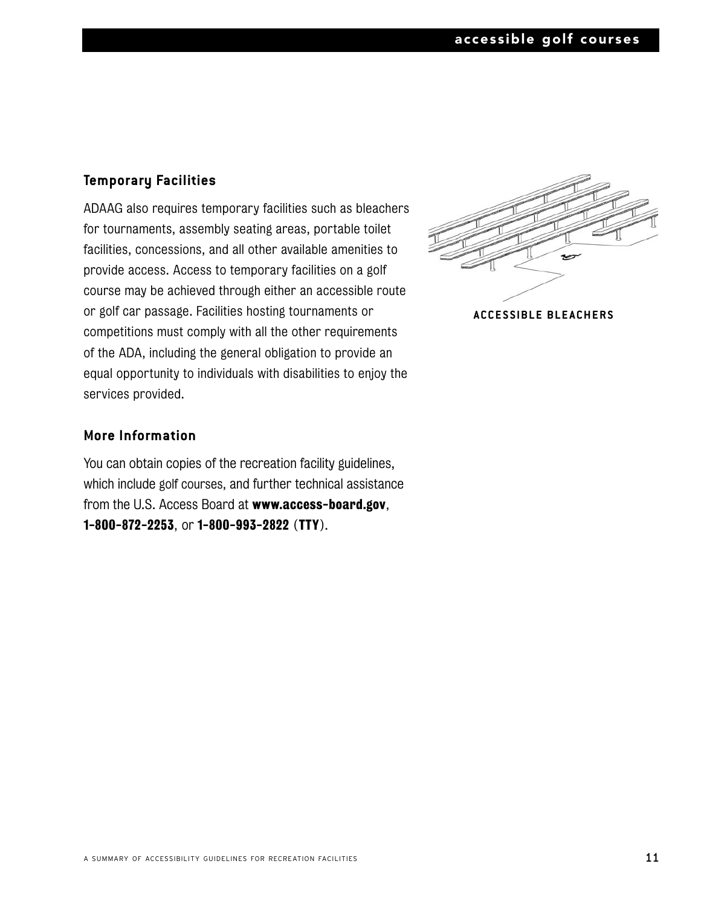## Temporary Facilities

ADAAG also requires temporary facilities such as bleachers for tournaments, assembly seating areas, portable toilet facilities, concessions, and all other available amenities to provide access. Access to temporary facilities on a golf course may be achieved through either an accessible route or golf car passage. Facilities hosting tournaments or competitions must comply with all the other requirements of the ADA, including the general obligation to provide an equal opportunity to individuals with disabilities to enjoy the services provided.

ACCESSIBLE BLEACHERS

## More Information

You can obtain copies of the recreation facility guidelines, which include golf courses, and further technical assistance from the U.S. Access Board at **www.access-board.gov**, **1-800-872-2253**, or **1-800-993-2822** (**TTY**).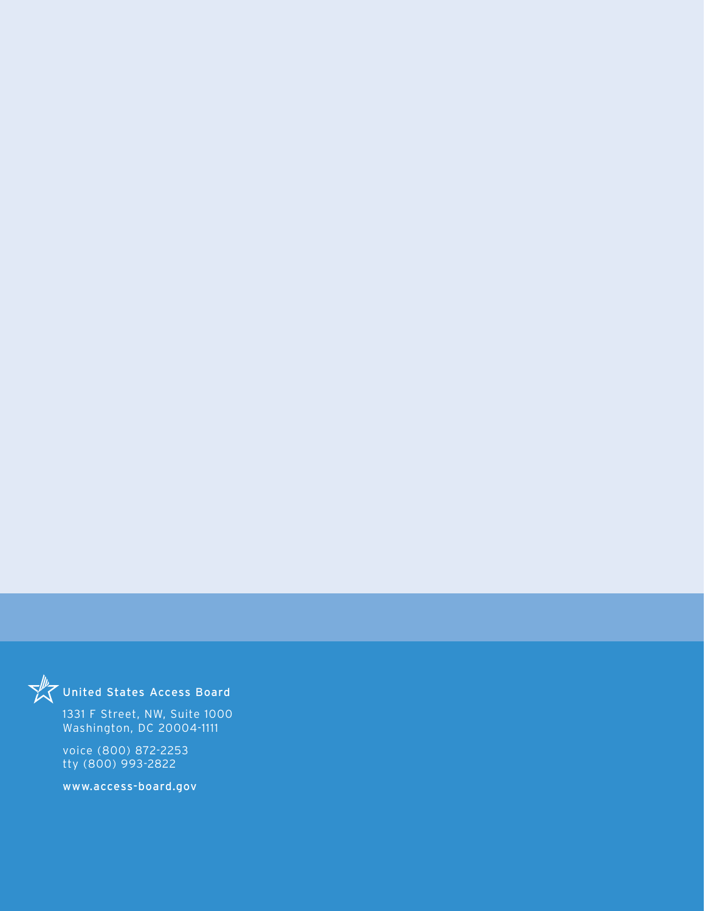United States Access Board

1331 F Street, NW, Suite 1000
Washington, DC 20004-1111

voice (800) 872-2253
tty (800) 993-2822

www.access-board.gov